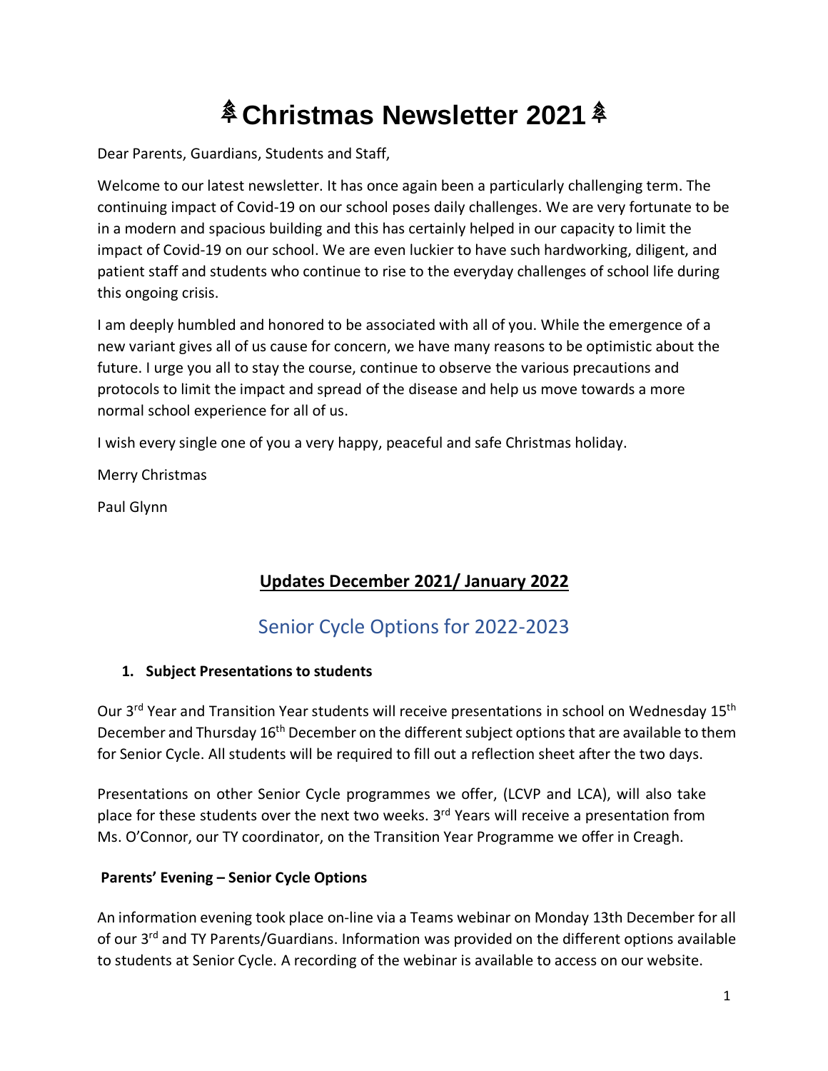# 🎄Christmas Newsletter 2021🎄

Dear Parents, Guardians, Students and Staff,

Welcome to our latest newsletter. It has once again been a particularly challenging term. The continuing impact of Covid-19 on our school poses daily challenges. We are very fortunate to be in a modern and spacious building and this has certainly helped in our capacity to limit the impact of Covid-19 on our school. We are even luckier to have such hardworking, diligent, and patient staff and students who continue to rise to the everyday challenges of school life during this ongoing crisis.

I am deeply humbled and honored to be associated with all of you. While the emergence of a new variant gives all of us cause for concern, we have many reasons to be optimistic about the future. I urge you all to stay the course, continue to observe the various precautions and protocols to limit the impact and spread of the disease and help us move towards a more normal school experience for all of us.

I wish every single one of you a very happy, peaceful and safe Christmas holiday.

Merry Christmas

Paul Glynn

## Updates December 2021/ January 2022

## Senior Cycle Options for 2022-2023

### 1. Subject Presentations to students

Our 3rd Year and Transition Year students will receive presentations in school on Wednesday 15th December and Thursday 16th December on the different subject options that are available to them for Senior Cycle. All students will be required to fill out a reflection sheet after the two days.

Presentations on other Senior Cycle programmes we offer, (LCVP and LCA), will also take place for these students over the next two weeks. 3rd Years will receive a presentation from Ms. O'Connor, our TY coordinator, on the Transition Year Programme we offer in Creagh.

### Parents' Evening – Senior Cycle Options

An information evening took place on-line via a Teams webinar on Monday 13th December for all of our 3rd and TY Parents/Guardians. Information was provided on the different options available to students at Senior Cycle. A recording of the webinar is available to access on our website.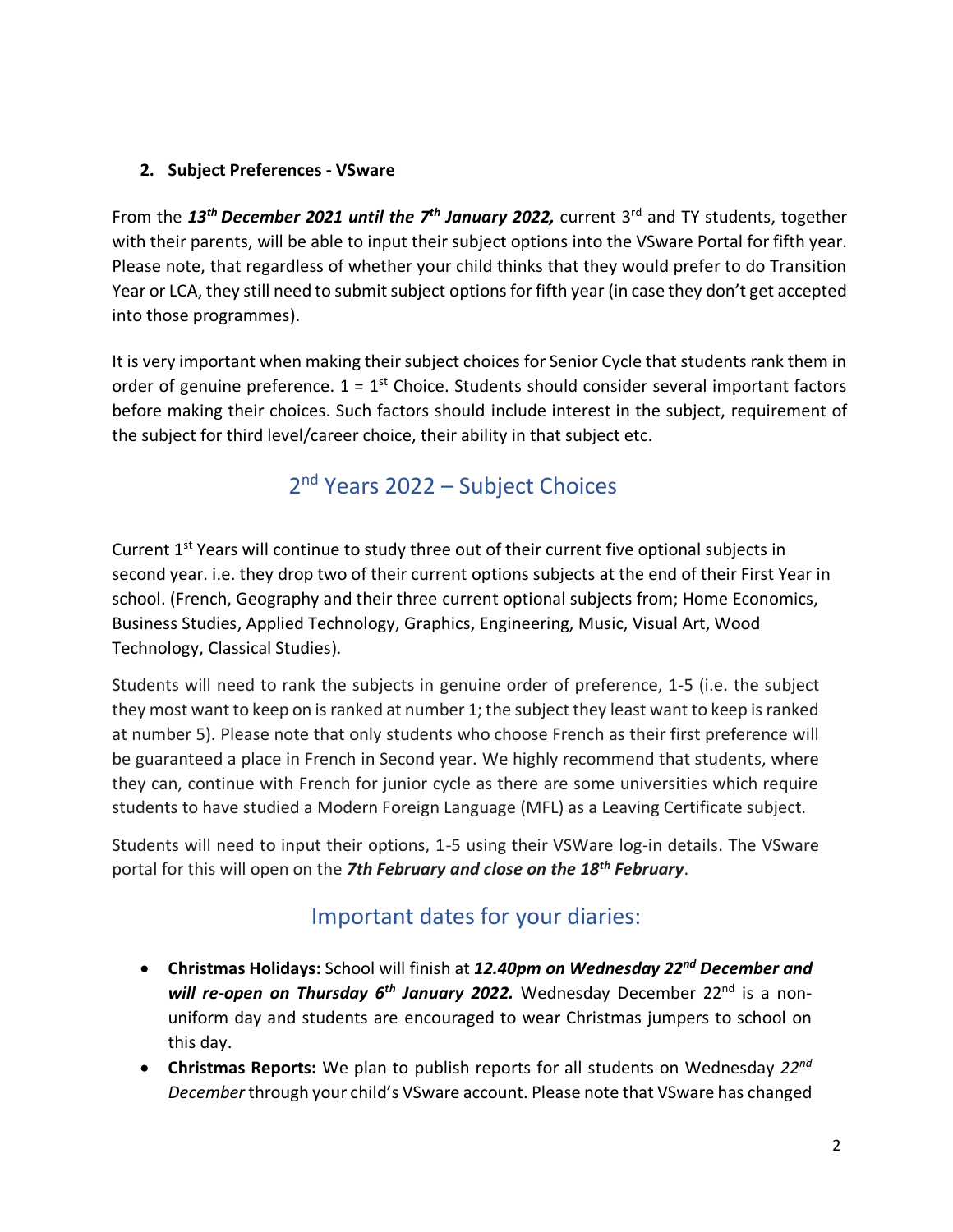2. **Subject Preferences - VSware**

From the ***13th December 2021 until the 7th January 2022,*** current 3rd and TY students, together with their parents, will be able to input their subject options into the VSware Portal for fifth year. Please note, that regardless of whether your child thinks that they would prefer to do Transition Year or LCA, they still need to submit subject options for fifth year (in case they don't get accepted into those programmes).

It is very important when making their subject choices for Senior Cycle that students rank them in order of genuine preference. 1 = 1st Choice. Students should consider several important factors before making their choices. Such factors should include interest in the subject, requirement of the subject for third level/career choice, their ability in that subject etc.

## 2nd Years 2022 – Subject Choices

Current 1st Years will continue to study three out of their current five optional subjects in second year. i.e. they drop two of their current options subjects at the end of their First Year in school. (French, Geography and their three current optional subjects from; Home Economics, Business Studies, Applied Technology, Graphics, Engineering, Music, Visual Art, Wood Technology, Classical Studies).

Students will need to rank the subjects in genuine order of preference, 1-5 (i.e. the subject they most want to keep on is ranked at number 1; the subject they least want to keep is ranked at number 5). Please note that only students who choose French as their first preference will be guaranteed a place in French in Second year. We highly recommend that students, where they can, continue with French for junior cycle as there are some universities which require students to have studied a Modern Foreign Language (MFL) as a Leaving Certificate subject.

Students will need to input their options, 1-5 using their VSWare log-in details. The VSware portal for this will open on the ***7th February and close on the 18th February***.

## Important dates for your diaries:

- **Christmas Holidays:** School will finish at ***12.40pm on Wednesday 22nd December and will re-open on Thursday 6th January 2022.*** Wednesday December 22nd is a non-uniform day and students are encouraged to wear Christmas jumpers to school on this day.
- **Christmas Reports:** We plan to publish reports for all students on Wednesday *22nd December* through your child's VSware account. Please note that VSware has changed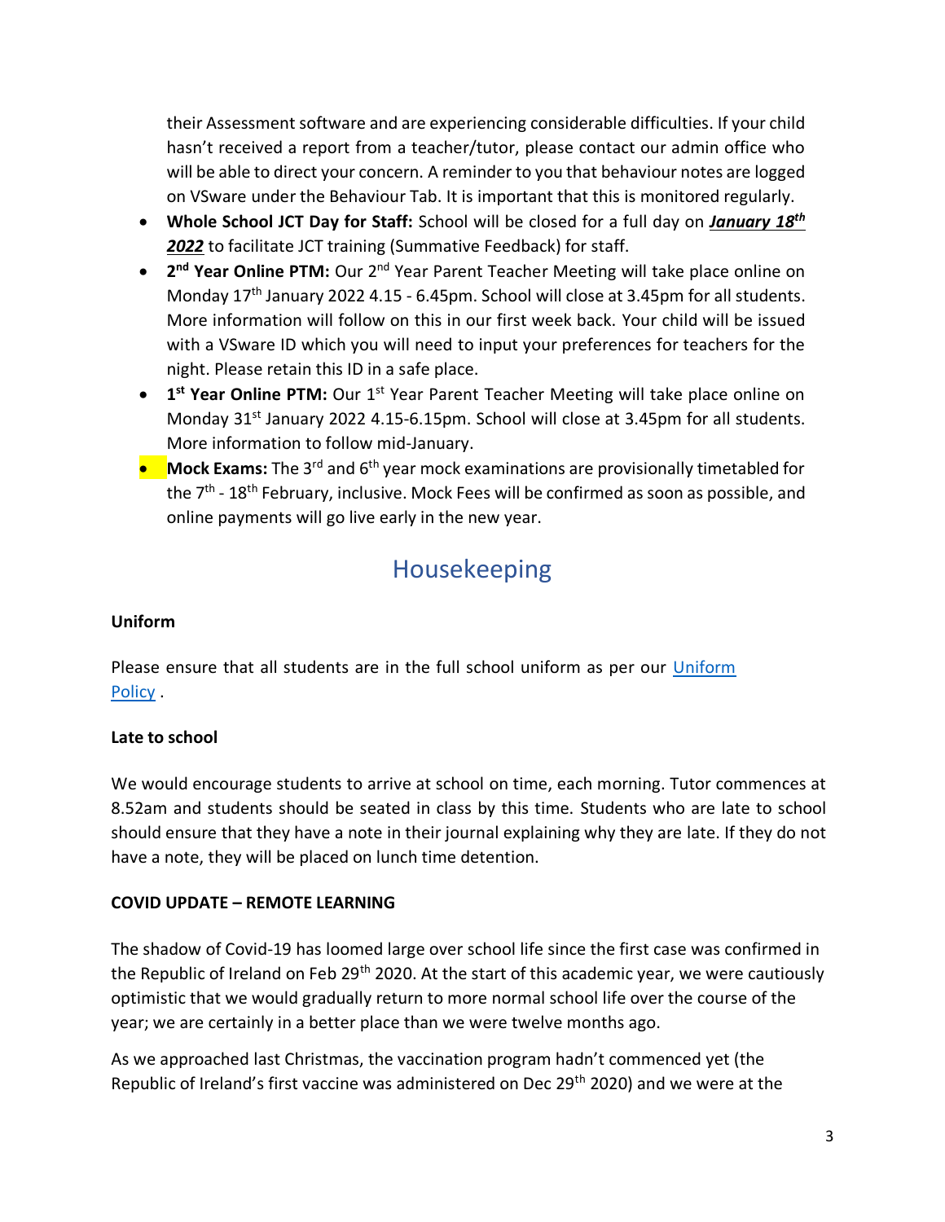their Assessment software and are experiencing considerable difficulties. If your child hasn't received a report from a teacher/tutor, please contact our admin office who will be able to direct your concern. A reminder to you that behaviour notes are logged on VSware under the Behaviour Tab. It is important that this is monitored regularly.

- **Whole School JCT Day for Staff:** School will be closed for a full day on ***<u>January 18th 2022</u>*** to facilitate JCT training (Summative Feedback) for staff.
- **2nd Year Online PTM:** Our 2nd Year Parent Teacher Meeting will take place online on Monday 17th January 2022 4.15 - 6.45pm. School will close at 3.45pm for all students. More information will follow on this in our first week back. Your child will be issued with a VSware ID which you will need to input your preferences for teachers for the night. Please retain this ID in a safe place.
- **1st Year Online PTM:** Our 1st Year Parent Teacher Meeting will take place online on Monday 31st January 2022 4.15-6.15pm. School will close at 3.45pm for all students. More information to follow mid-January.
- **Mock Exams:** The 3rd and 6th year mock examinations are provisionally timetabled for the 7th - 18th February, inclusive. Mock Fees will be confirmed as soon as possible, and online payments will go live early in the new year.

# Housekeeping

**Uniform**

Please ensure that all students are in the full school uniform as per our Uniform Policy .

**Late to school**

We would encourage students to arrive at school on time, each morning. Tutor commences at 8.52am and students should be seated in class by this time. Students who are late to school should ensure that they have a note in their journal explaining why they are late. If they do not have a note, they will be placed on lunch time detention.

**COVID UPDATE – REMOTE LEARNING**

The shadow of Covid-19 has loomed large over school life since the first case was confirmed in the Republic of Ireland on Feb 29th 2020. At the start of this academic year, we were cautiously optimistic that we would gradually return to more normal school life over the course of the year; we are certainly in a better place than we were twelve months ago.

As we approached last Christmas, the vaccination program hadn't commenced yet (the Republic of Ireland's first vaccine was administered on Dec 29th 2020) and we were at the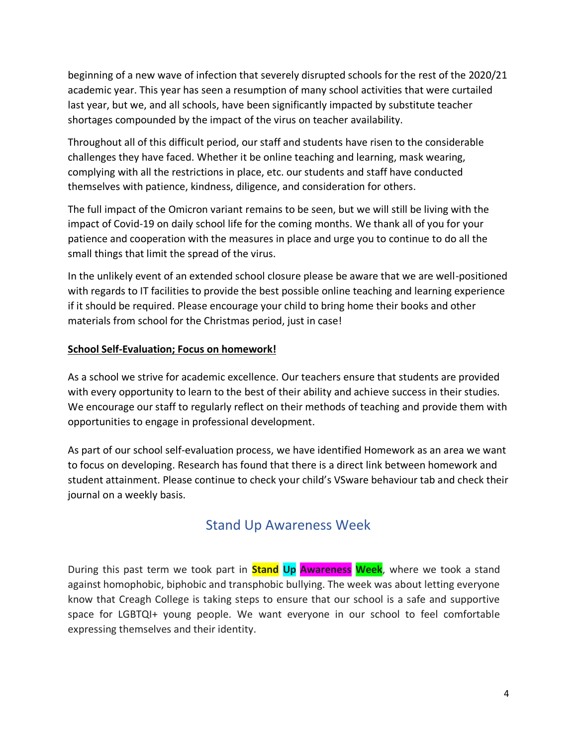beginning of a new wave of infection that severely disrupted schools for the rest of the 2020/21 academic year. This year has seen a resumption of many school activities that were curtailed last year, but we, and all schools, have been significantly impacted by substitute teacher shortages compounded by the impact of the virus on teacher availability.

Throughout all of this difficult period, our staff and students have risen to the considerable challenges they have faced. Whether it be online teaching and learning, mask wearing, complying with all the restrictions in place, etc. our students and staff have conducted themselves with patience, kindness, diligence, and consideration for others.

The full impact of the Omicron variant remains to be seen, but we will still be living with the impact of Covid-19 on daily school life for the coming months. We thank all of you for your patience and cooperation with the measures in place and urge you to continue to do all the small things that limit the spread of the virus.

In the unlikely event of an extended school closure please be aware that we are well-positioned with regards to IT facilities to provide the best possible online teaching and learning experience if it should be required. Please encourage your child to bring home their books and other materials from school for the Christmas period, just in case!

**School Self-Evaluation; Focus on homework!**

As a school we strive for academic excellence. Our teachers ensure that students are provided with every opportunity to learn to the best of their ability and achieve success in their studies. We encourage our staff to regularly reflect on their methods of teaching and provide them with opportunities to engage in professional development.

As part of our school self-evaluation process, we have identified Homework as an area we want to focus on developing. Research has found that there is a direct link between homework and student attainment. Please continue to check your child's VSware behaviour tab and check their journal on a weekly basis.

## Stand Up Awareness Week

During this past term we took part in **Stand Up Awareness Week**, where we took a stand against homophobic, biphobic and transphobic bullying. The week was about letting everyone know that Creagh College is taking steps to ensure that our school is a safe and supportive space for LGBTQI+ young people. We want everyone in our school to feel comfortable expressing themselves and their identity.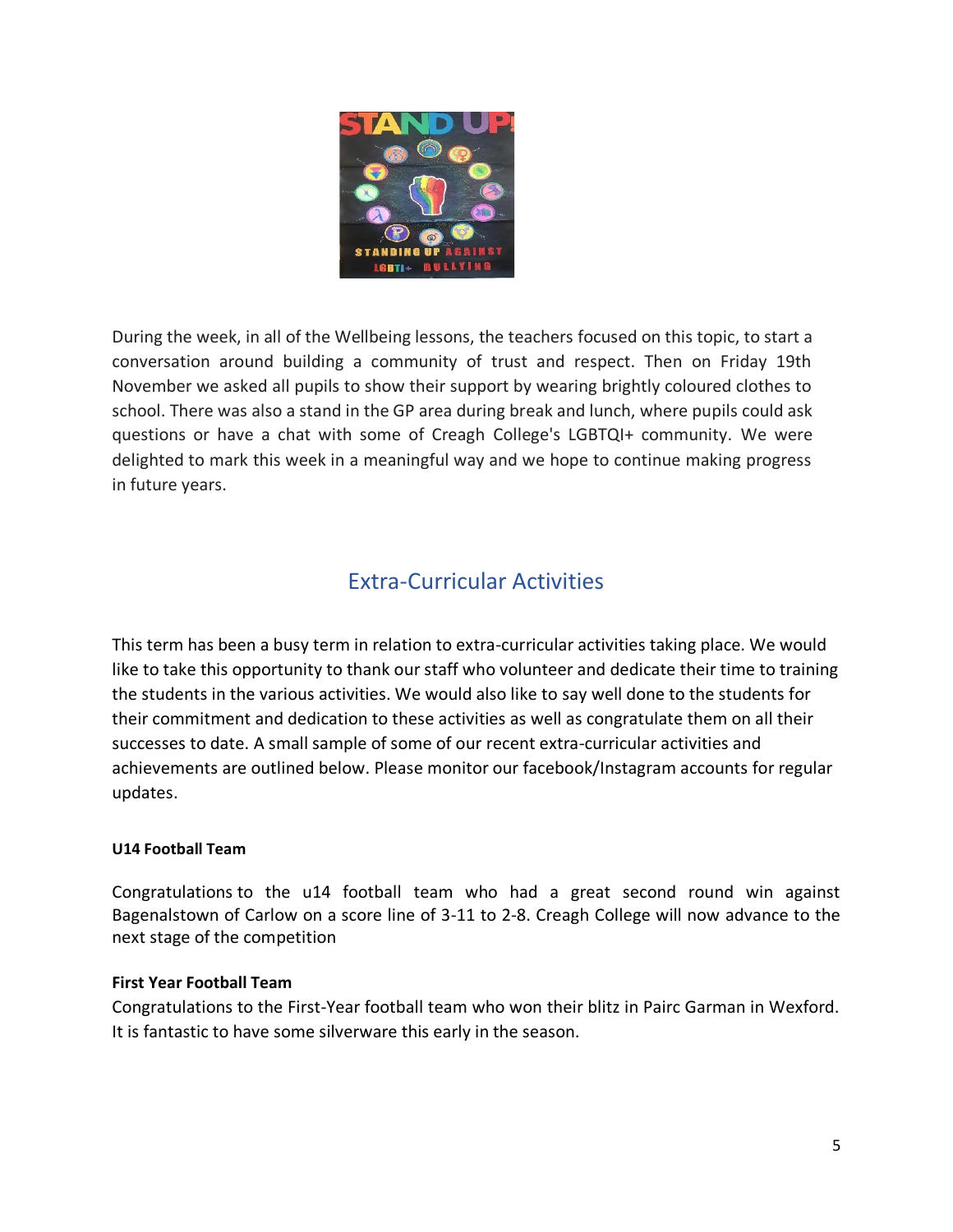During the week, in all of the Wellbeing lessons, the teachers focused on this topic, to start a conversation around building a community of trust and respect. Then on Friday 19th November we asked all pupils to show their support by wearing brightly coloured clothes to school. There was also a stand in the GP area during break and lunch, where pupils could ask questions or have a chat with some of Creagh College's LGBTQI+ community. We were delighted to mark this week in a meaningful way and we hope to continue making progress in future years.

## Extra-Curricular Activities

This term has been a busy term in relation to extra-curricular activities taking place. We would like to take this opportunity to thank our staff who volunteer and dedicate their time to training the students in the various activities. We would also like to say well done to the students for their commitment and dedication to these activities as well as congratulate them on all their successes to date. A small sample of some of our recent extra-curricular activities and achievements are outlined below. Please monitor our facebook/Instagram accounts for regular updates.

**U14 Football Team**

Congratulations to the u14 football team who had a great second round win against Bagenalstown of Carlow on a score line of 3-11 to 2-8. Creagh College will now advance to the next stage of the competition

**First Year Football Team**

Congratulations to the First-Year football team who won their blitz in Pairc Garman in Wexford. It is fantastic to have some silverware this early in the season.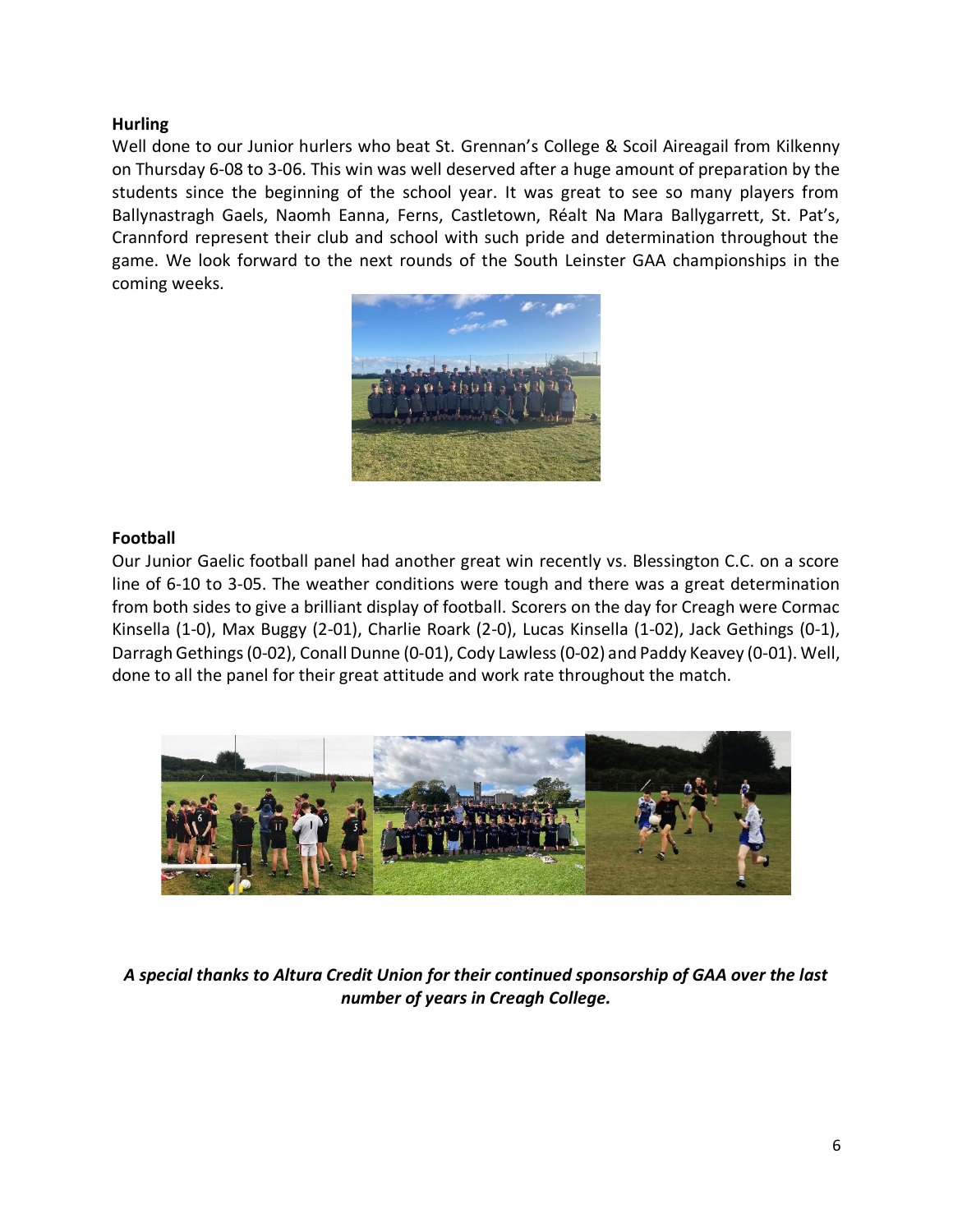## Hurling

Well done to our Junior hurlers who beat St. Grennan's College & Scoil Aireagail from Kilkenny on Thursday 6-08 to 3-06. This win was well deserved after a huge amount of preparation by the students since the beginning of the school year. It was great to see so many players from Ballynastragh Gaels, Naomh Eanna, Ferns, Castletown, Réalt Na Mara Ballygarrett, St. Pat's, Crannford represent their club and school with such pride and determination throughout the game. We look forward to the next rounds of the South Leinster GAA championships in the coming weeks.

## Football

Our Junior Gaelic football panel had another great win recently vs. Blessington C.C. on a score line of 6-10 to 3-05. The weather conditions were tough and there was a great determination from both sides to give a brilliant display of football. Scorers on the day for Creagh were Cormac Kinsella (1-0), Max Buggy (2-01), Charlie Roark (2-0), Lucas Kinsella (1-02), Jack Gethings (0-1), Darragh Gethings (0-02), Conall Dunne (0-01), Cody Lawless (0-02) and Paddy Keavey (0-01). Well, done to all the panel for their great attitude and work rate throughout the match.

***A special thanks to Altura Credit Union for their continued sponsorship of GAA over the last number of years in Creagh College.***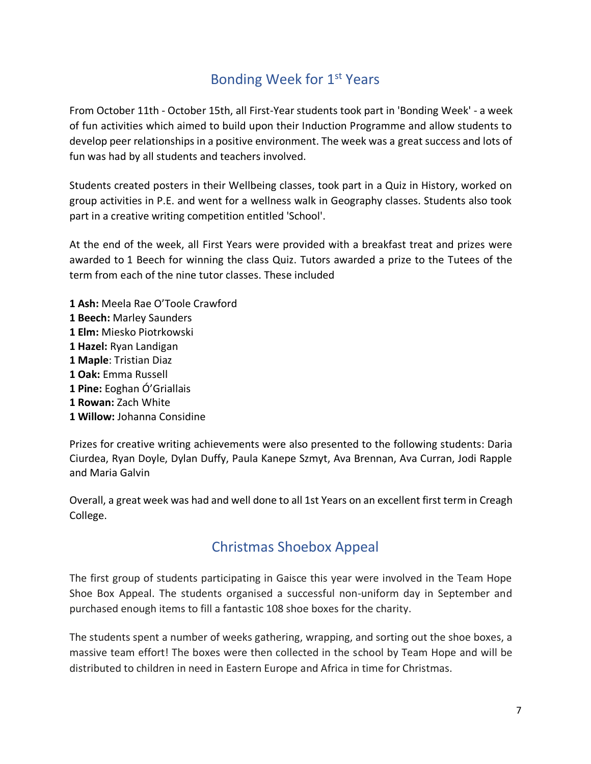## Bonding Week for 1st Years

From October 11th - October 15th, all First-Year students took part in 'Bonding Week' - a week of fun activities which aimed to build upon their Induction Programme and allow students to develop peer relationships in a positive environment. The week was a great success and lots of fun was had by all students and teachers involved.

Students created posters in their Wellbeing classes, took part in a Quiz in History, worked on group activities in P.E. and went for a wellness walk in Geography classes. Students also took part in a creative writing competition entitled 'School'.

At the end of the week, all First Years were provided with a breakfast treat and prizes were awarded to 1 Beech for winning the class Quiz. Tutors awarded a prize to the Tutees of the term from each of the nine tutor classes. These included

**1 Ash:** Meela Rae O'Toole Crawford
**1 Beech:** Marley Saunders
**1 Elm:** Miesko Piotrkowski
**1 Hazel:** Ryan Landigan
**1 Maple**: Tristian Diaz
**1 Oak:** Emma Russell
**1 Pine:** Eoghan Ó'Griallais
**1 Rowan:** Zach White
**1 Willow:** Johanna Considine

Prizes for creative writing achievements were also presented to the following students: Daria Ciurdea, Ryan Doyle, Dylan Duffy, Paula Kanepe Szmyt, Ava Brennan, Ava Curran, Jodi Rapple and Maria Galvin

Overall, a great week was had and well done to all 1st Years on an excellent first term in Creagh College.

## Christmas Shoebox Appeal

The first group of students participating in Gaisce this year were involved in the Team Hope Shoe Box Appeal. The students organised a successful non-uniform day in September and purchased enough items to fill a fantastic 108 shoe boxes for the charity.

The students spent a number of weeks gathering, wrapping, and sorting out the shoe boxes, a massive team effort! The boxes were then collected in the school by Team Hope and will be distributed to children in need in Eastern Europe and Africa in time for Christmas.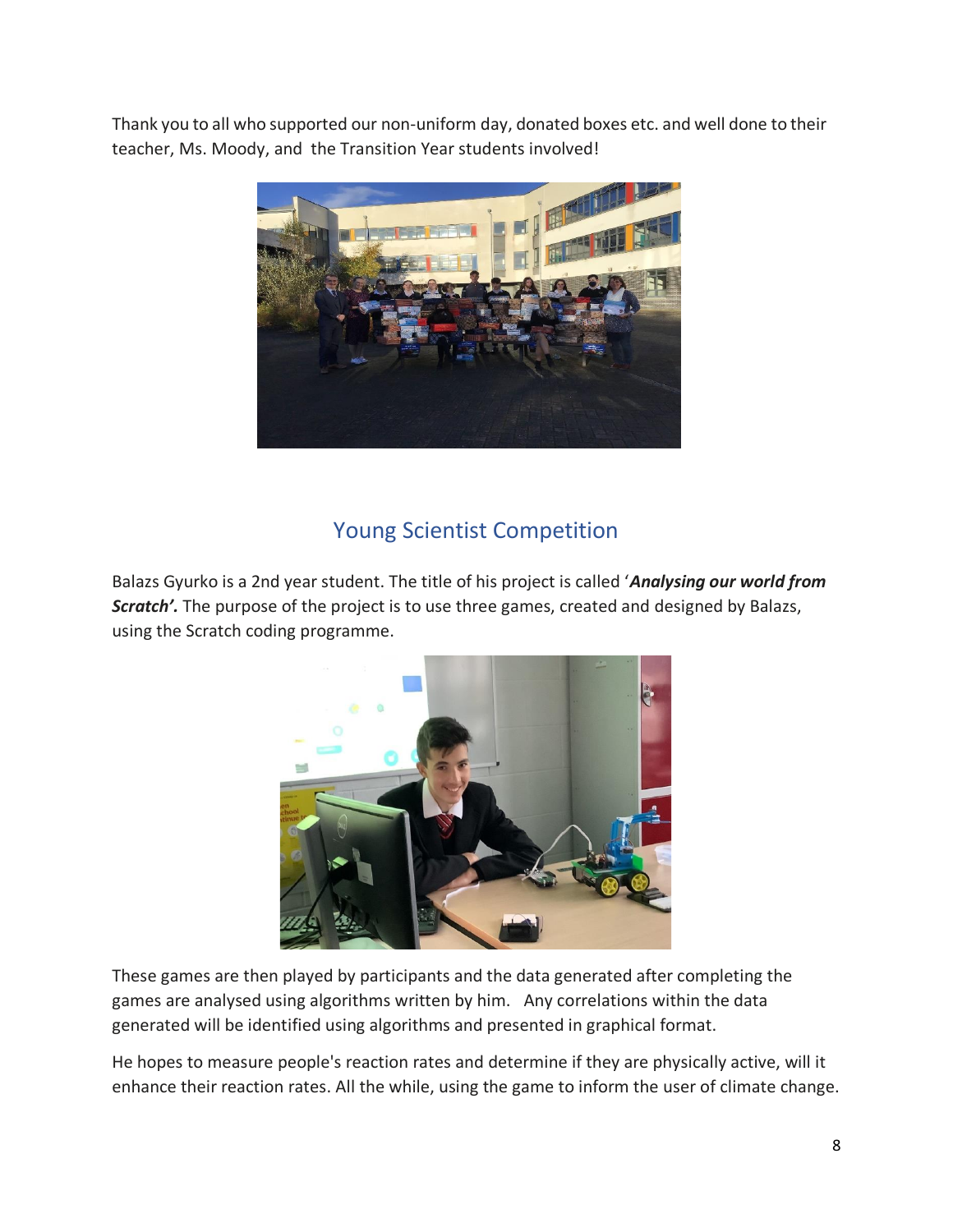Thank you to all who supported our non-uniform day, donated boxes etc. and well done to their teacher, Ms. Moody, and the Transition Year students involved!

## Young Scientist Competition

Balazs Gyurko is a 2nd year student. The title of his project is called '***Analysing our world from Scratch'.*** The purpose of the project is to use three games, created and designed by Balazs, using the Scratch coding programme.

These games are then played by participants and the data generated after completing the games are analysed using algorithms written by him. Any correlations within the data generated will be identified using algorithms and presented in graphical format.

He hopes to measure people's reaction rates and determine if they are physically active, will it enhance their reaction rates. All the while, using the game to inform the user of climate change.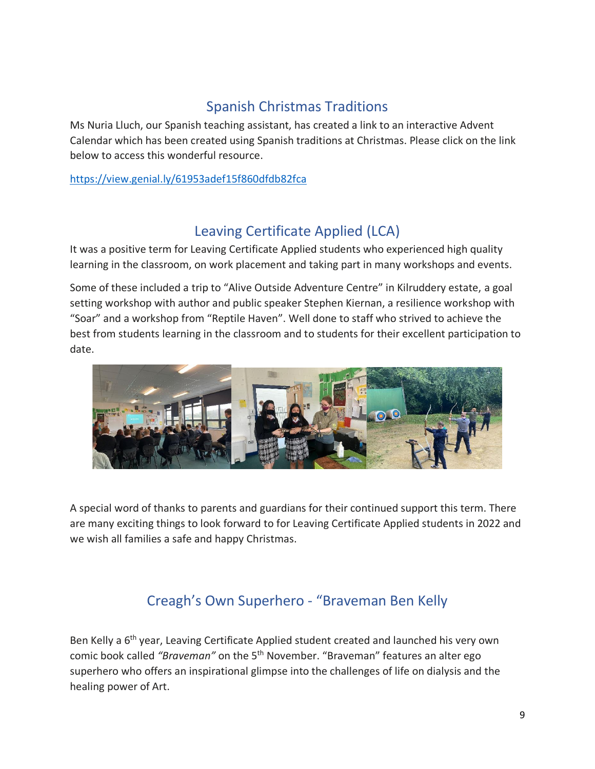## Spanish Christmas Traditions

Ms Nuria Lluch, our Spanish teaching assistant, has created a link to an interactive Advent Calendar which has been created using Spanish traditions at Christmas. Please click on the link below to access this wonderful resource.

https://view.genial.ly/61953adef15f860dfdb82fca

## Leaving Certificate Applied (LCA)

It was a positive term for Leaving Certificate Applied students who experienced high quality learning in the classroom, on work placement and taking part in many workshops and events.

Some of these included a trip to "Alive Outside Adventure Centre" in Kilruddery estate, a goal setting workshop with author and public speaker Stephen Kiernan, a resilience workshop with "Soar" and a workshop from "Reptile Haven". Well done to staff who strived to achieve the best from students learning in the classroom and to students for their excellent participation to date.

A special word of thanks to parents and guardians for their continued support this term. There are many exciting things to look forward to for Leaving Certificate Applied students in 2022 and we wish all families a safe and happy Christmas.

## Creagh's Own Superhero - "Braveman Ben Kelly

Ben Kelly a 6th year, Leaving Certificate Applied student created and launched his very own comic book called *"Braveman"* on the 5th November. "Braveman" features an alter ego superhero who offers an inspirational glimpse into the challenges of life on dialysis and the healing power of Art.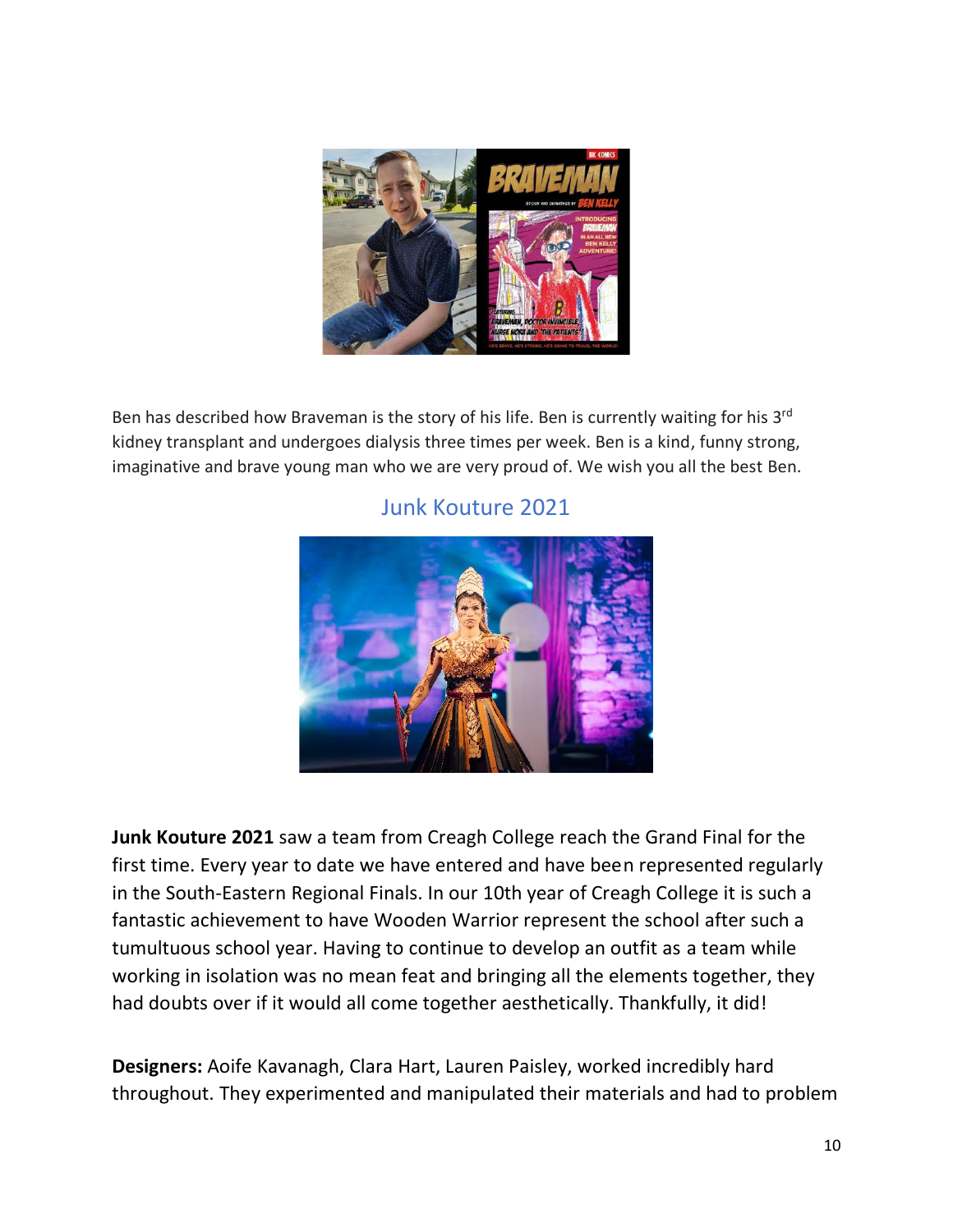Ben has described how Braveman is the story of his life. Ben is currently waiting for his 3rd kidney transplant and undergoes dialysis three times per week. Ben is a kind, funny strong, imaginative and brave young man who we are very proud of. We wish you all the best Ben.

## Junk Kouture 2021

**Junk Kouture 2021** saw a team from Creagh College reach the Grand Final for the first time. Every year to date we have entered and have been represented regularly in the South-Eastern Regional Finals. In our 10th year of Creagh College it is such a fantastic achievement to have Wooden Warrior represent the school after such a tumultuous school year. Having to continue to develop an outfit as a team while working in isolation was no mean feat and bringing all the elements together, they had doubts over if it would all come together aesthetically. Thankfully, it did!

**Designers:** Aoife Kavanagh, Clara Hart, Lauren Paisley, worked incredibly hard throughout. They experimented and manipulated their materials and had to problem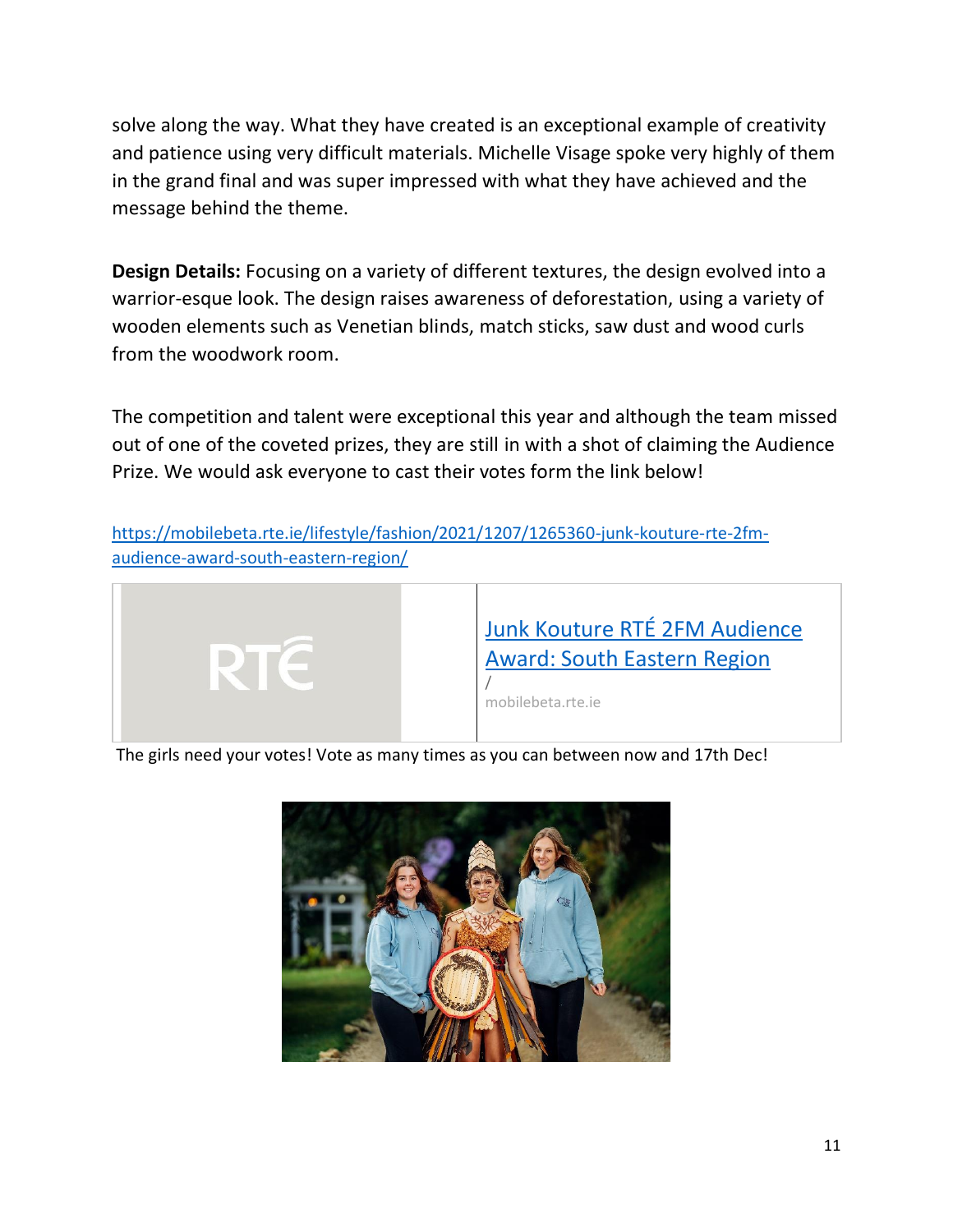solve along the way. What they have created is an exceptional example of creativity and patience using very difficult materials. Michelle Visage spoke very highly of them in the grand final and was super impressed with what they have achieved and the message behind the theme.

**Design Details:** Focusing on a variety of different textures, the design evolved into a warrior-esque look. The design raises awareness of deforestation, using a variety of wooden elements such as Venetian blinds, match sticks, saw dust and wood curls from the woodwork room.

The competition and talent were exceptional this year and although the team missed out of one of the coveted prizes, they are still in with a shot of claiming the Audience Prize. We would ask everyone to cast their votes form the link below!

https://mobilebeta.rte.ie/lifestyle/fashion/2021/1207/1265360-junk-kouture-rte-2fm-audience-award-south-eastern-region/

Junk Kouture RTÉ 2FM Audience Award: South Eastern Region
/
mobilebeta.rte.ie

The girls need your votes! Vote as many times as you can between now and 17th Dec!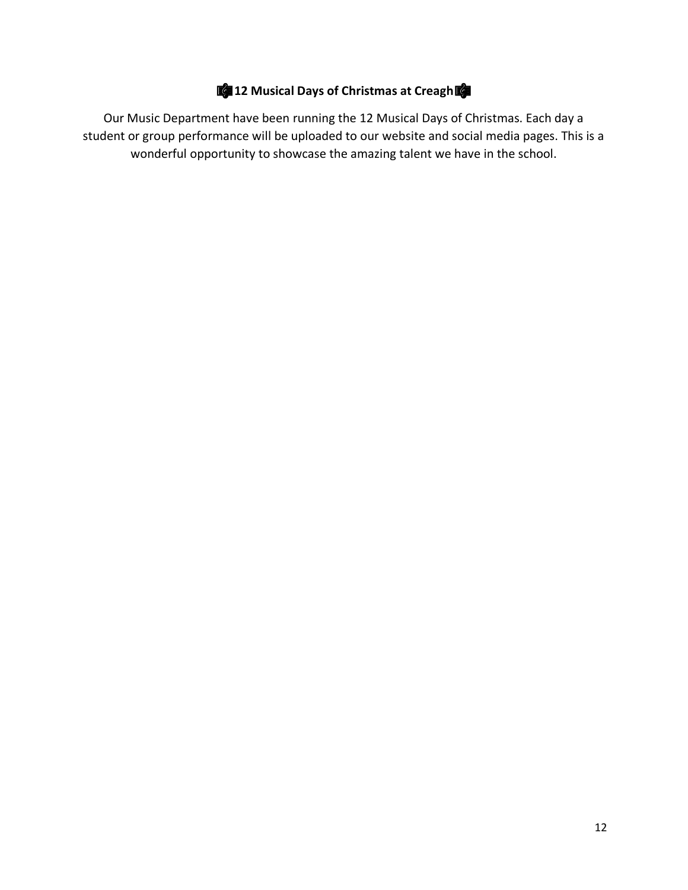## 🎼12 Musical Days of Christmas at Creagh🎼

Our Music Department have been running the 12 Musical Days of Christmas. Each day a student or group performance will be uploaded to our website and social media pages. This is a wonderful opportunity to showcase the amazing talent we have in the school.